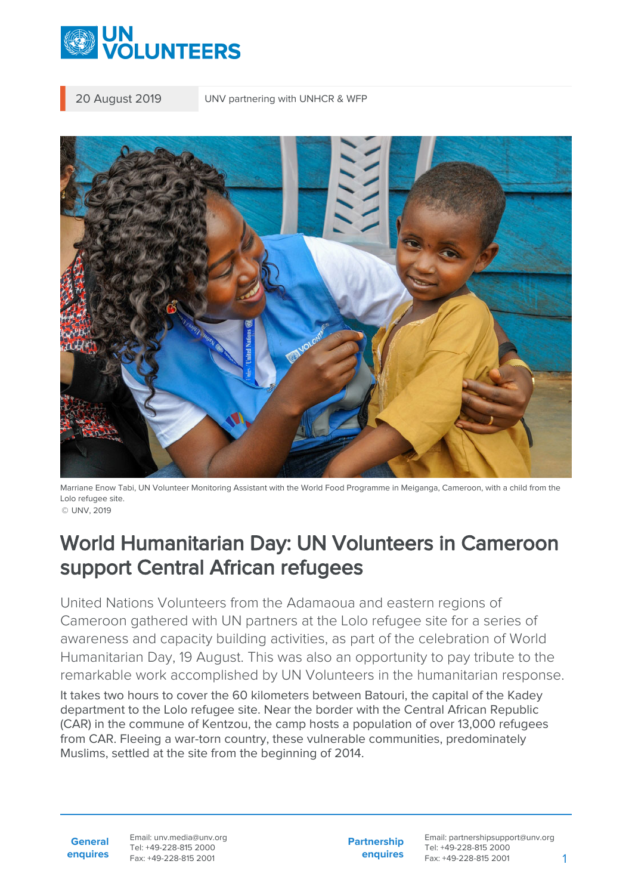20 August 2019 | UNV partnering with UNHCR & WFP

Marriane Enow Tabi, UN Volunteer Monitoring Assistant with the World Food Programme in Meiganga, Cameroon, with a child from the Lolo refugee site.
© UNV, 2019

# World Humanitarian Day: UN Volunteers in Cameroon support Central African refugees

United Nations Volunteers from the Adamaoua and eastern regions of Cameroon gathered with UN partners at the Lolo refugee site for a series of awareness and capacity building activities, as part of the celebration of World Humanitarian Day, 19 August. This was also an opportunity to pay tribute to the remarkable work accomplished by UN Volunteers in the humanitarian response.

It takes two hours to cover the 60 kilometers between Batouri, the capital of the Kadey department to the Lolo refugee site. Near the border with the Central African Republic (CAR) in the commune of Kentzou, the camp hosts a population of over 13,000 refugees from CAR. Fleeing a war-torn country, these vulnerable communities, predominately Muslims, settled at the site from the beginning of 2014.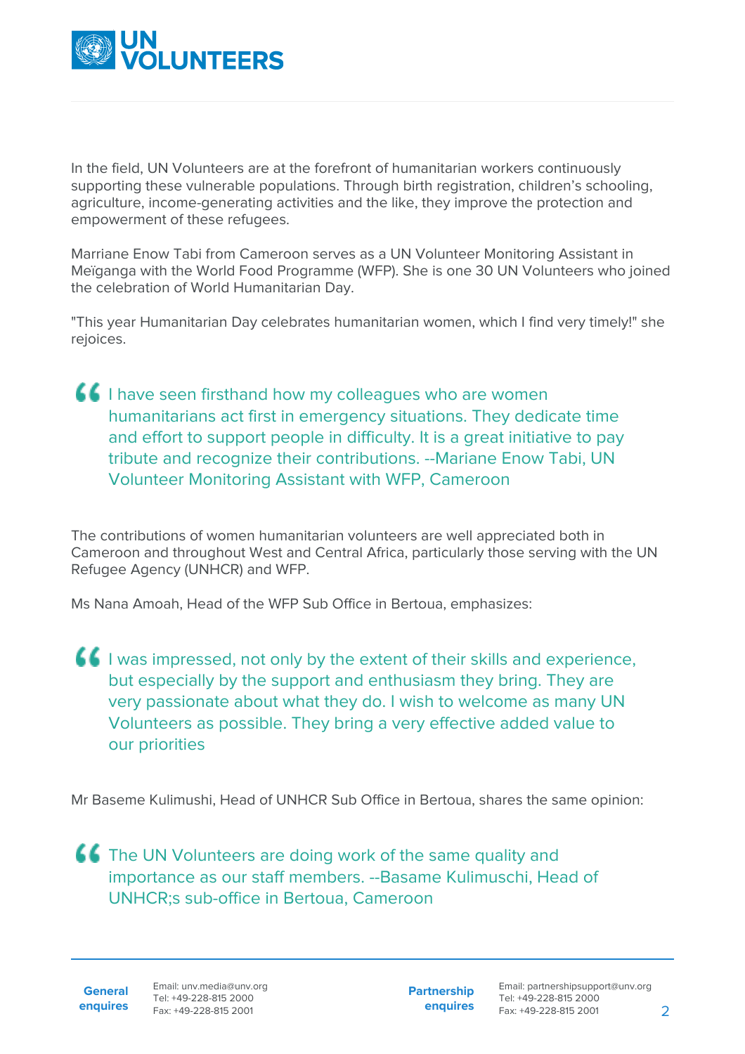In the field, UN Volunteers are at the forefront of humanitarian workers continuously supporting these vulnerable populations. Through birth registration, children's schooling, agriculture, income-generating activities and the like, they improve the protection and empowerment of these refugees.

Marriane Enow Tabi from Cameroon serves as a UN Volunteer Monitoring Assistant in Meïganga with the World Food Programme (WFP). She is one 30 UN Volunteers who joined the celebration of World Humanitarian Day.

"This year Humanitarian Day celebrates humanitarian women, which I find very timely!" she rejoices.

> I have seen firsthand how my colleagues who are women humanitarians act first in emergency situations. They dedicate time and effort to support people in difficulty. It is a great initiative to pay tribute and recognize their contributions. --Mariane Enow Tabi, UN Volunteer Monitoring Assistant with WFP, Cameroon

The contributions of women humanitarian volunteers are well appreciated both in Cameroon and throughout West and Central Africa, particularly those serving with the UN Refugee Agency (UNHCR) and WFP.

Ms Nana Amoah, Head of the WFP Sub Office in Bertoua, emphasizes:

> I was impressed, not only by the extent of their skills and experience, but especially by the support and enthusiasm they bring. They are very passionate about what they do. I wish to welcome as many UN Volunteers as possible. They bring a very effective added value to our priorities

Mr Baseme Kulimushi, Head of UNHCR Sub Office in Bertoua, shares the same opinion:

> The UN Volunteers are doing work of the same quality and importance as our staff members. --Basame Kulimuschi, Head of UNHCR;s sub-office in Bertoua, Cameroon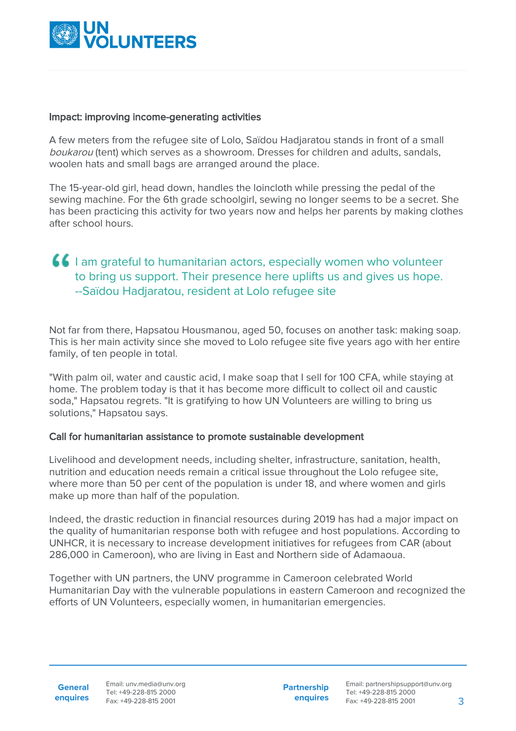### Impact: improving income-generating activities

A few meters from the refugee site of Lolo, Saïdou Hadjaratou stands in front of a small *boukarou* (tent) which serves as a showroom. Dresses for children and adults, sandals, woolen hats and small bags are arranged around the place.

The 15-year-old girl, head down, handles the loincloth while pressing the pedal of the sewing machine. For the 6th grade schoolgirl, sewing no longer seems to be a secret. She has been practicing this activity for two years now and helps her parents by making clothes after school hours.

> I am grateful to humanitarian actors, especially women who volunteer to bring us support. Their presence here uplifts us and gives us hope. --Saïdou Hadjaratou, resident at Lolo refugee site

Not far from there, Hapsatou Housmanou, aged 50, focuses on another task: making soap. This is her main activity since she moved to Lolo refugee site five years ago with her entire family, of ten people in total.

"With palm oil, water and caustic acid, I make soap that I sell for 100 CFA, while staying at home. The problem today is that it has become more difficult to collect oil and caustic soda," Hapsatou regrets. "It is gratifying to how UN Volunteers are willing to bring us solutions," Hapsatou says.

### Call for humanitarian assistance to promote sustainable development

Livelihood and development needs, including shelter, infrastructure, sanitation, health, nutrition and education needs remain a critical issue throughout the Lolo refugee site, where more than 50 per cent of the population is under 18, and where women and girls make up more than half of the population.

Indeed, the drastic reduction in financial resources during 2019 has had a major impact on the quality of humanitarian response both with refugee and host populations. According to UNHCR, it is necessary to increase development initiatives for refugees from CAR (about 286,000 in Cameroon), who are living in East and Northern side of Adamaoua.

Together with UN partners, the UNV programme in Cameroon celebrated World Humanitarian Day with the vulnerable populations in eastern Cameroon and recognized the efforts of UN Volunteers, especially women, in humanitarian emergencies.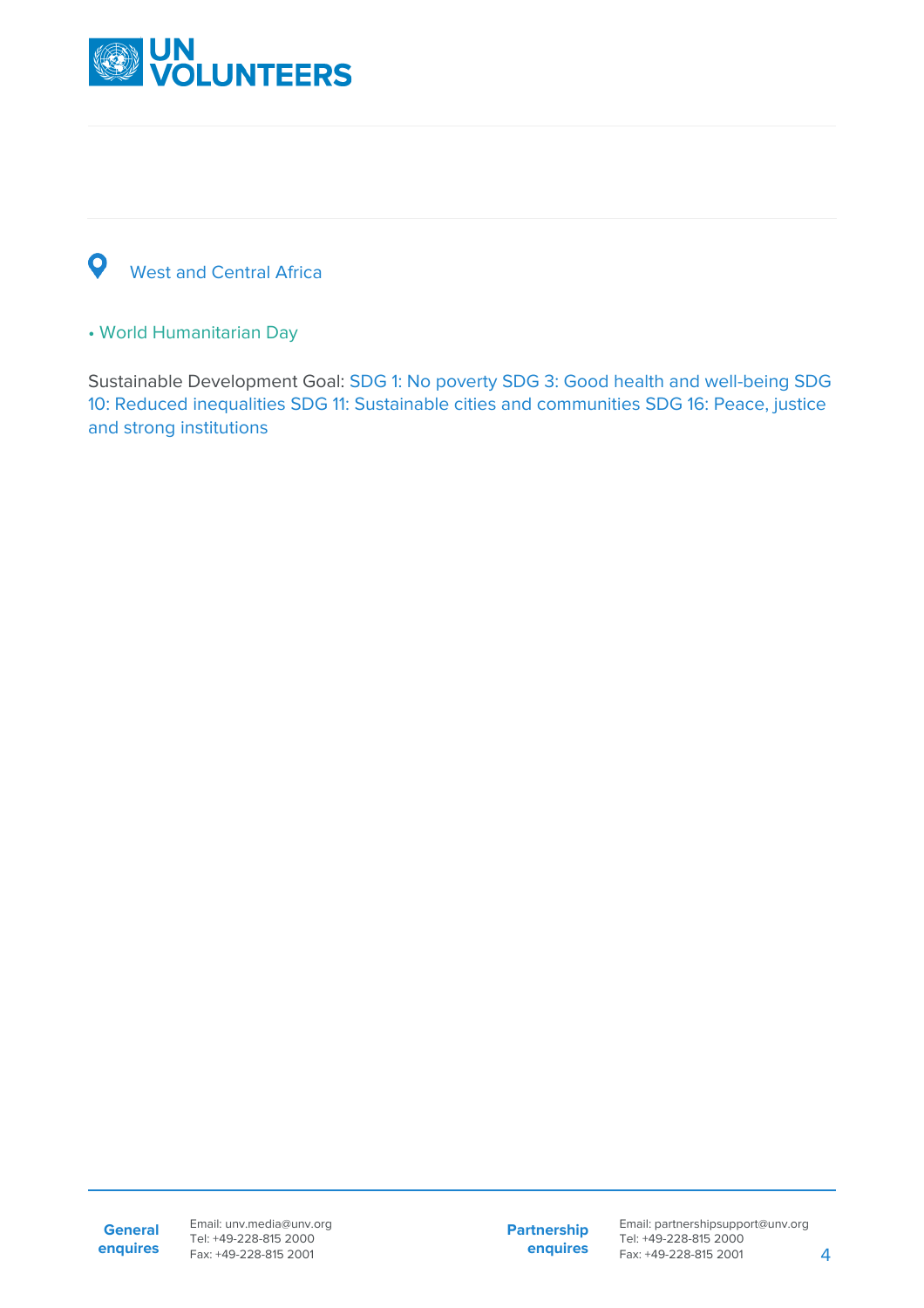West and Central Africa

- World Humanitarian Day

Sustainable Development Goal: SDG 1: No poverty SDG 3: Good health and well-being SDG 10: Reduced inequalities SDG 11: Sustainable cities and communities SDG 16: Peace, justice and strong institutions

**General enquires** Email: unv.media@unv.org Tel: +49-228-815 2000 Fax: +49-228-815 2001

**Partnership enquires** Email: partnershipsupport@unv.org Tel: +49-228-815 2000 Fax: +49-228-815 2001